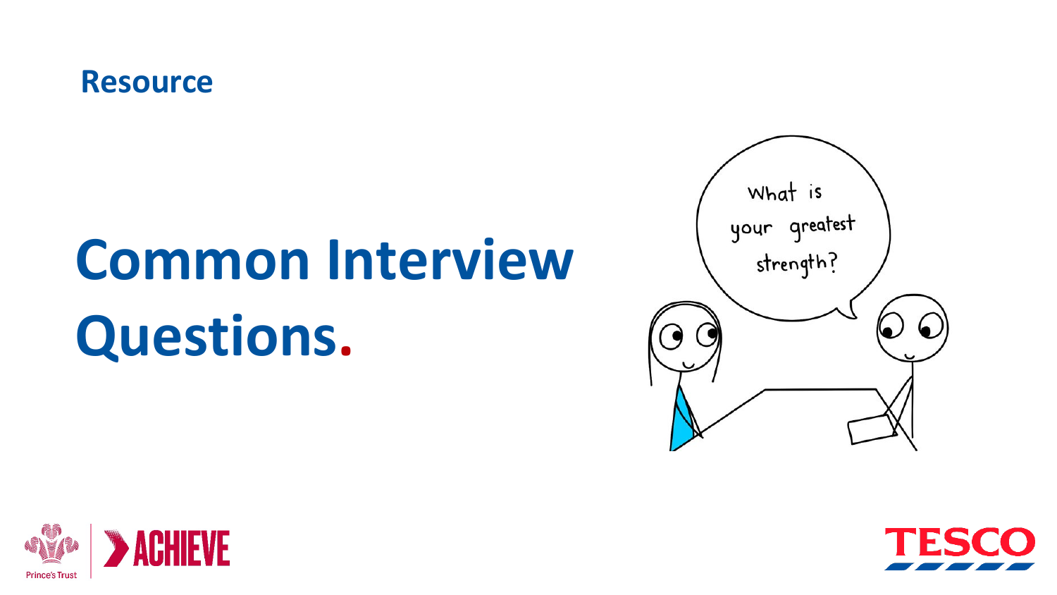Resource

# Common Interview Questions.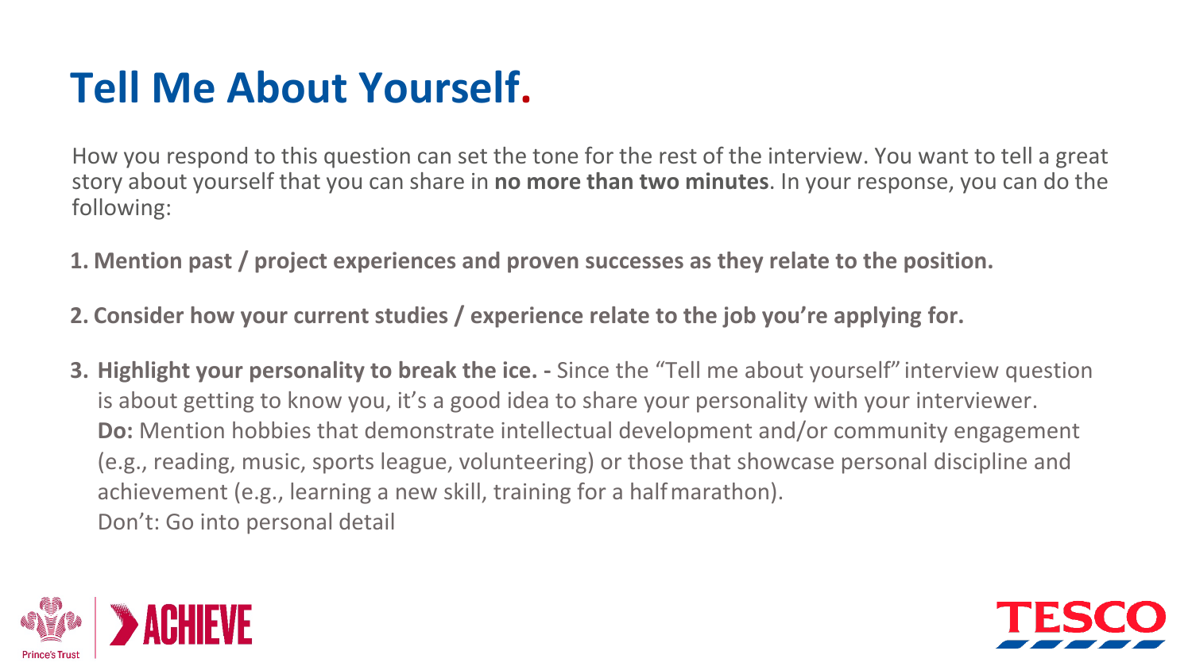# Tell Me About Yourself.

How you respond to this question can set the tone for the rest of the interview. You want to tell a great story about yourself that you can share in **no more than two minutes**. In your response, you can do the following:

1. **Mention past / project experiences and proven successes as they relate to the position.**
2. **Consider how your current studies / experience relate to the job you're applying for.**
3. **Highlight your personality to break the ice. -** Since the "Tell me about yourself" interview question is about getting to know you, it's a good idea to share your personality with your interviewer.
   **Do:** Mention hobbies that demonstrate intellectual development and/or community engagement (e.g., reading, music, sports league, volunteering) or those that showcase personal discipline and achievement (e.g., learning a new skill, training for a half marathon).
   Don't: Go into personal detail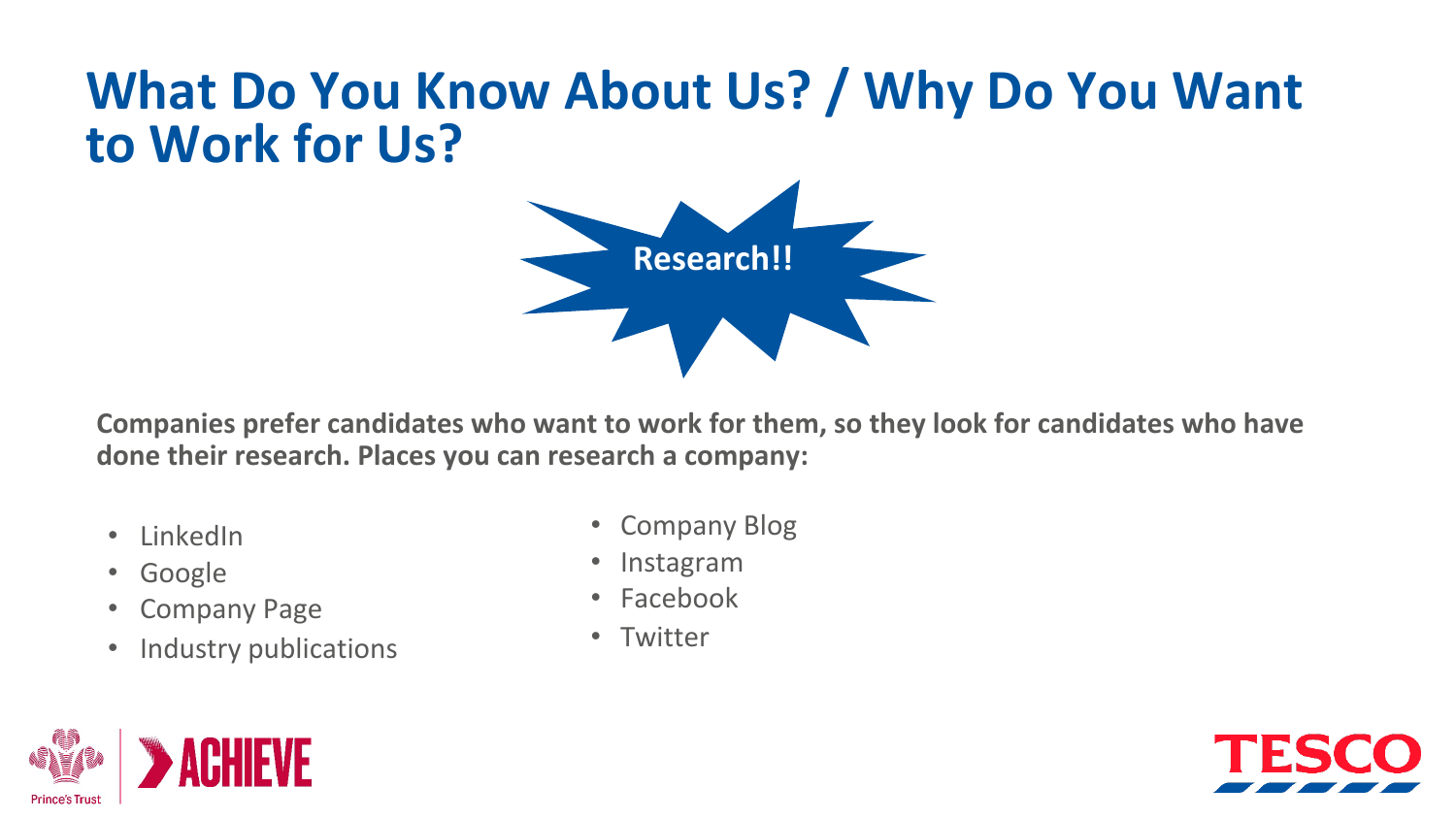# What Do You Know About Us? / Why Do You Want to Work for Us?

**Research!!**

**Companies prefer candidates who want to work for them, so they look for candidates who have done their research. Places you can research a company:**

- LinkedIn
- Google
- Company Page
- Industry publications
- Company Blog
- Instagram
- Facebook
- Twitter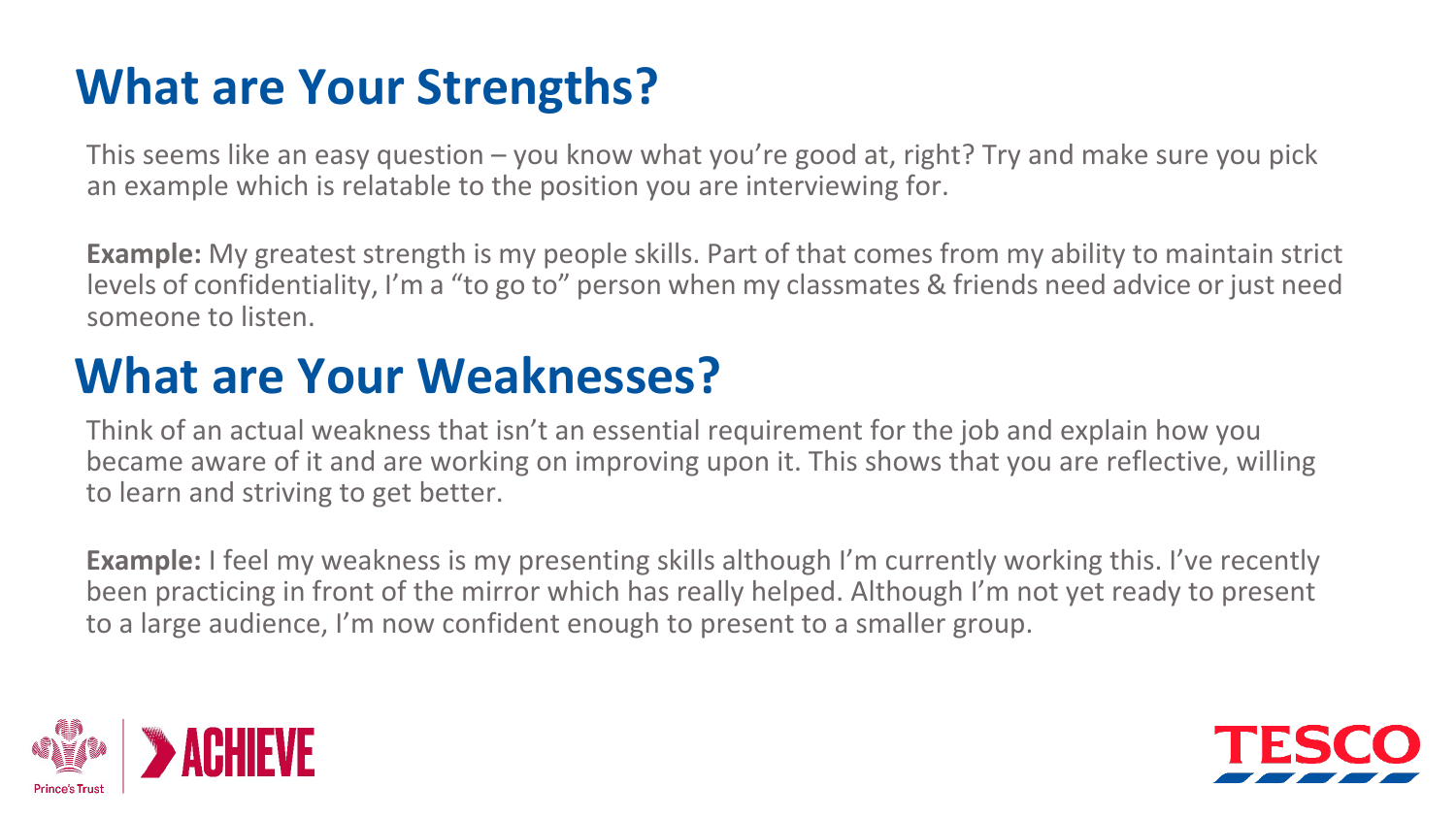## What are Your Strengths?

This seems like an easy question – you know what you're good at, right? Try and make sure you pick an example which is relatable to the position you are interviewing for.

**Example:** My greatest strength is my people skills. Part of that comes from my ability to maintain strict levels of confidentiality, I'm a "to go to" person when my classmates & friends need advice or just need someone to listen.

## What are Your Weaknesses?

Think of an actual weakness that isn't an essential requirement for the job and explain how you became aware of it and are working on improving upon it. This shows that you are reflective, willing to learn and striving to get better.

**Example:** I feel my weakness is my presenting skills although I'm currently working this. I've recently been practicing in front of the mirror which has really helped. Although I'm not yet ready to present to a large audience, I'm now confident enough to present to a smaller group.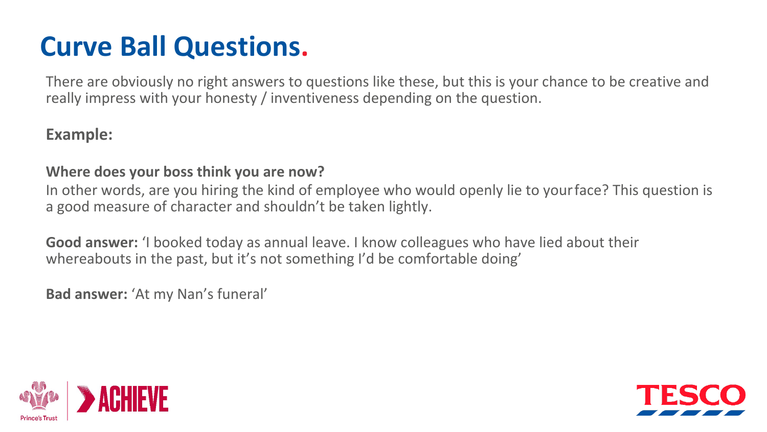# Curve Ball Questions.

There are obviously no right answers to questions like these, but this is your chance to be creative and really impress with your honesty / inventiveness depending on the question.

**Example:**

**Where does your boss think you are now?**
In other words, are you hiring the kind of employee who would openly lie to your face? This question is a good measure of character and shouldn't be taken lightly.

**Good answer:** 'I booked today as annual leave. I know colleagues who have lied about their whereabouts in the past, but it's not something I'd be comfortable doing'

**Bad answer:** 'At my Nan's funeral'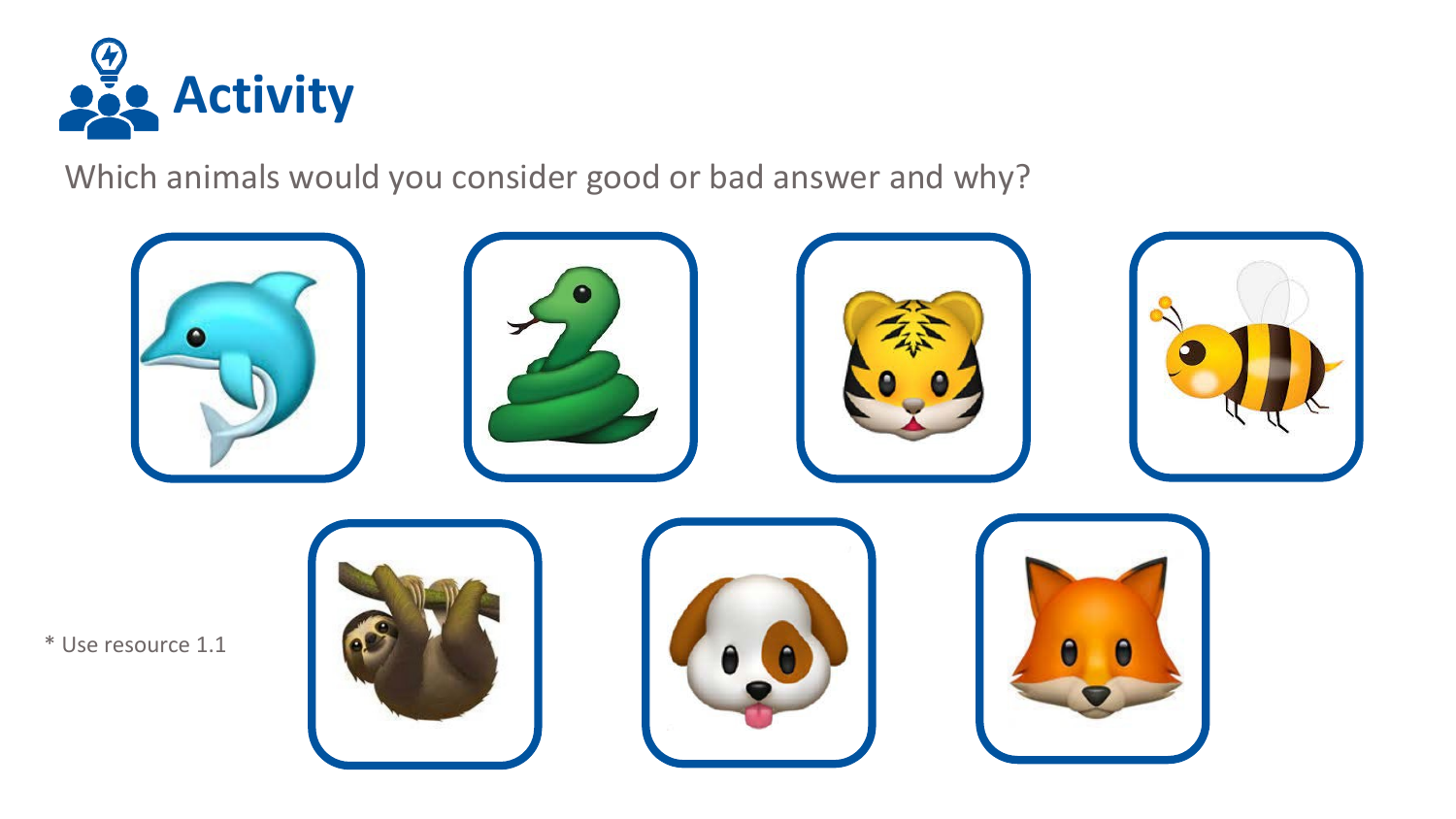# Activity

Which animals would you consider good or bad answer and why?

\* Use resource 1.1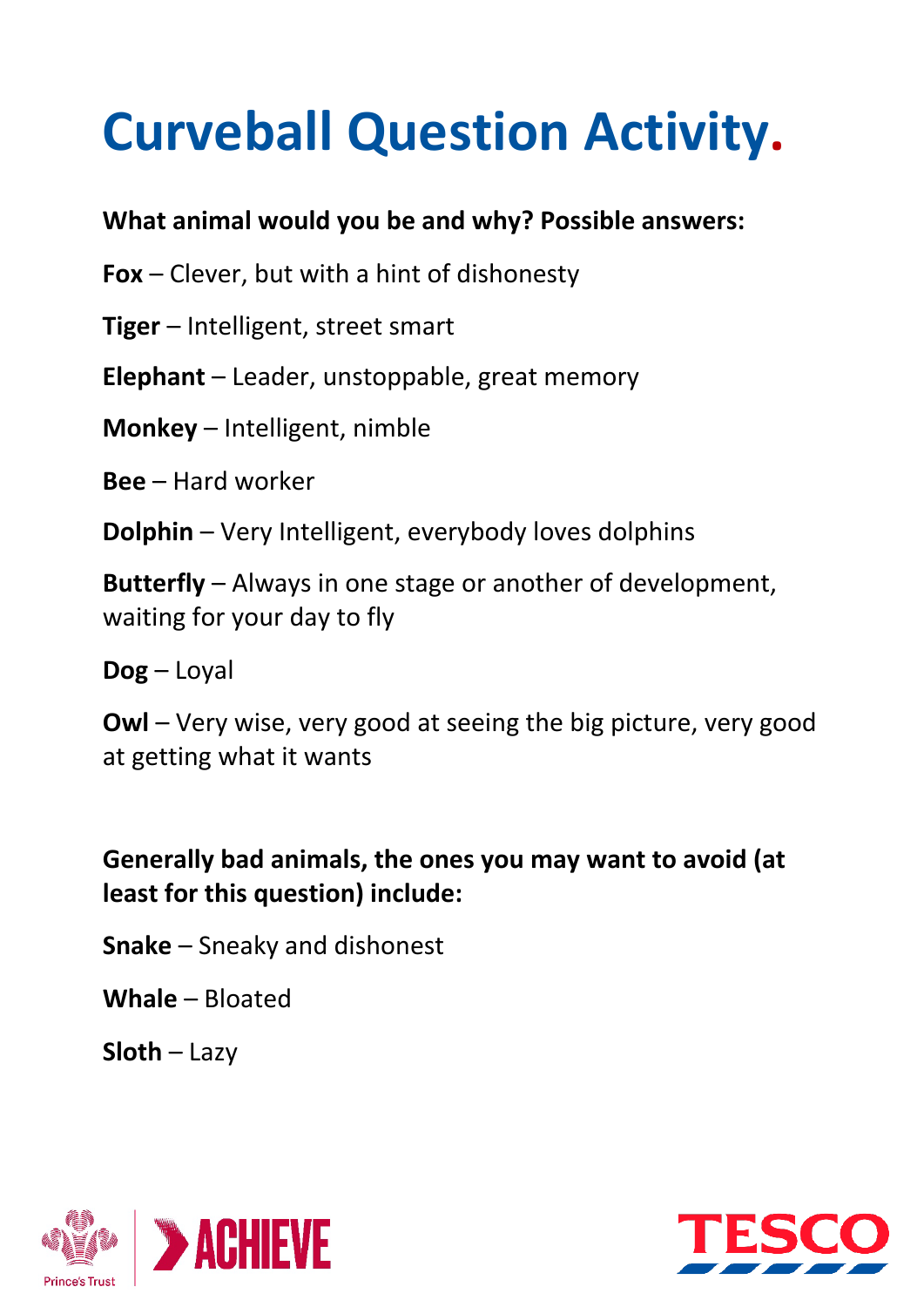# Curveball Question Activity.

**What animal would you be and why? Possible answers:**

**Fox** – Clever, but with a hint of dishonesty

**Tiger** – Intelligent, street smart

**Elephant** – Leader, unstoppable, great memory

**Monkey** – Intelligent, nimble

**Bee** – Hard worker

**Dolphin** – Very Intelligent, everybody loves dolphins

**Butterfly** – Always in one stage or another of development, waiting for your day to fly

**Dog** – Loyal

**Owl** – Very wise, very good at seeing the big picture, very good at getting what it wants

**Generally bad animals, the ones you may want to avoid (at least for this question) include:**

**Snake** – Sneaky and dishonest

**Whale** – Bloated

**Sloth** – Lazy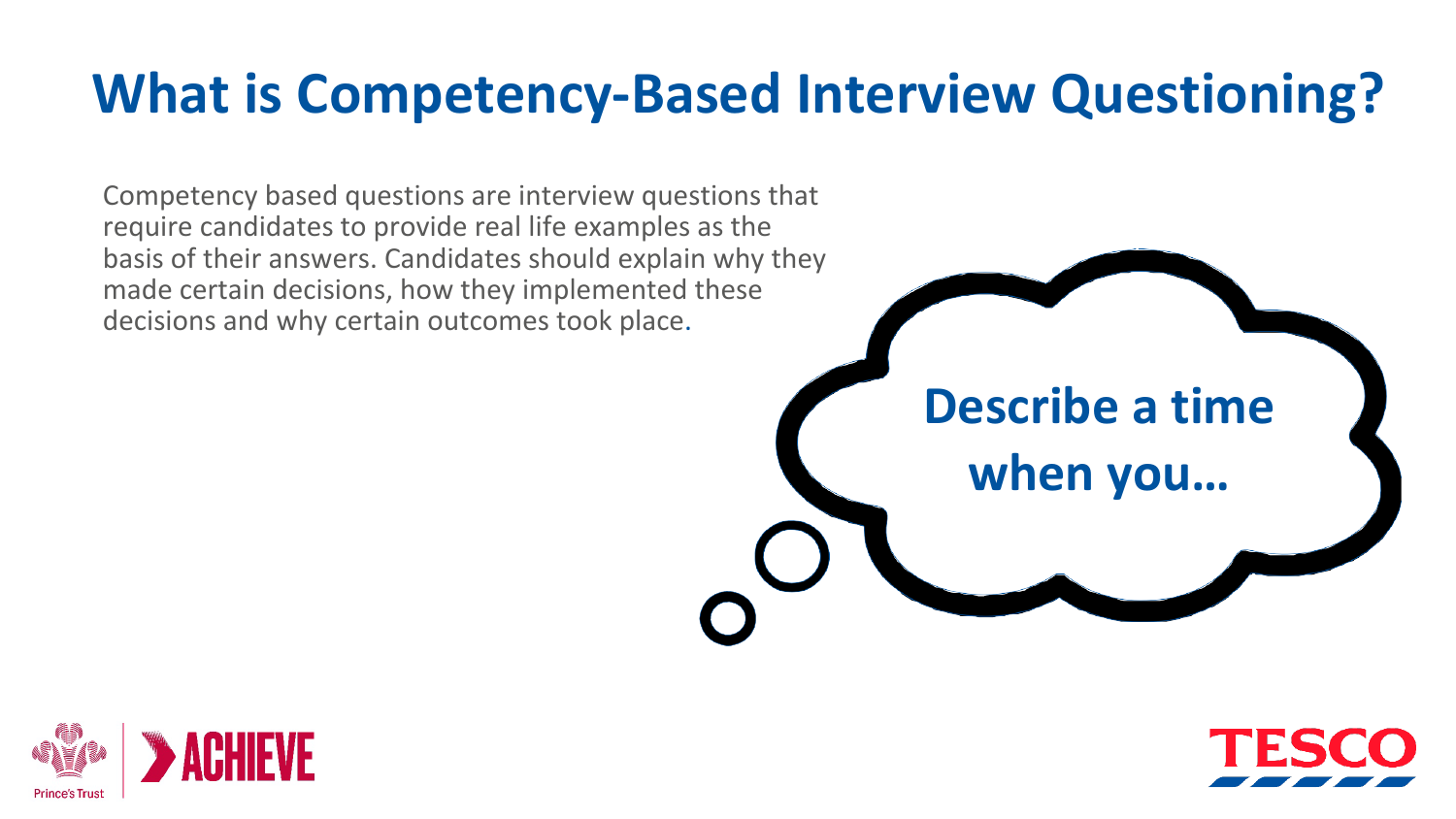# What is Competency-Based Interview Questioning?

Competency based questions are interview questions that require candidates to provide real life examples as the basis of their answers. Candidates should explain why they made certain decisions, how they implemented these decisions and why certain outcomes took place.

**Describe a time when you…**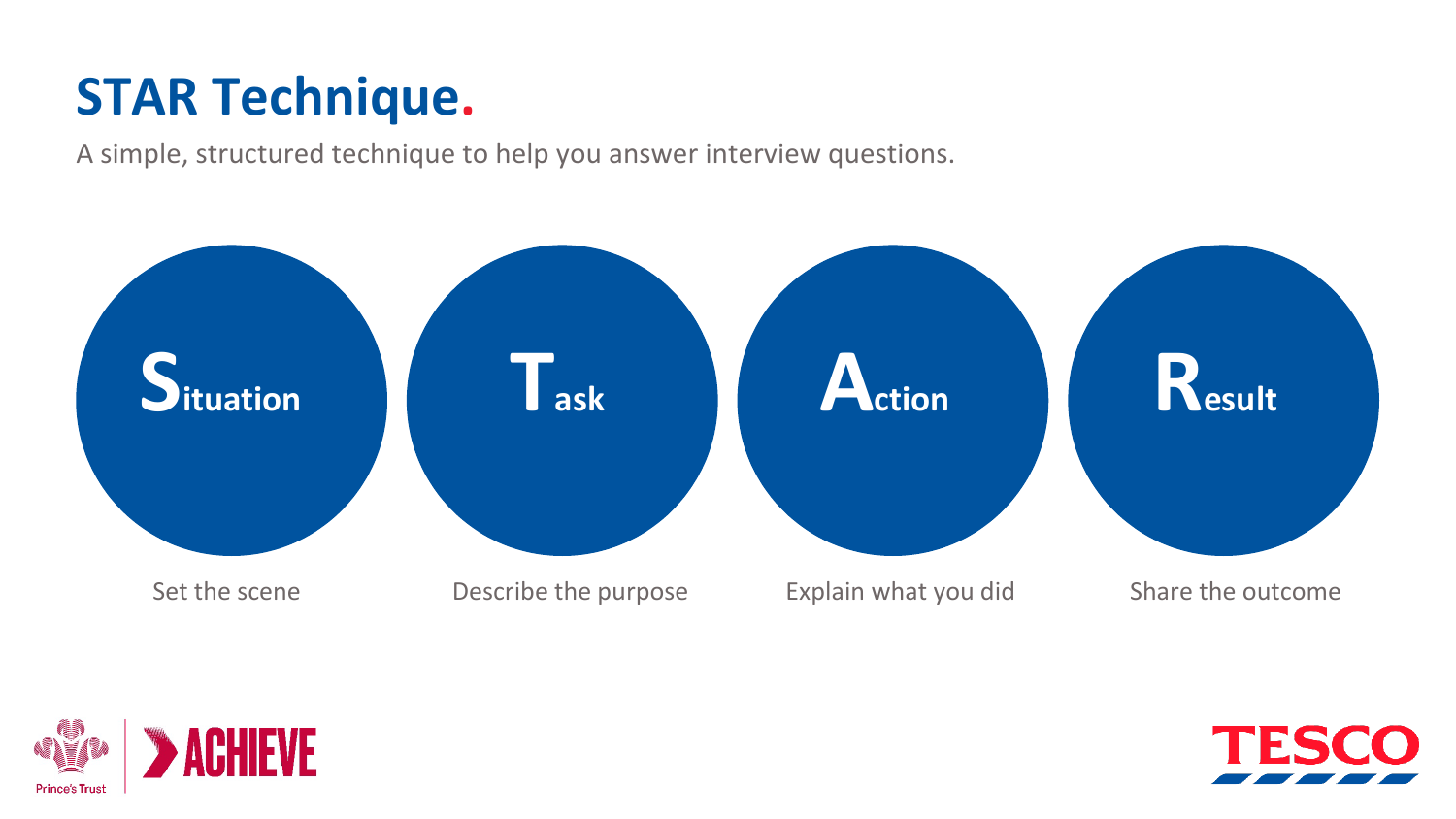# STAR Technique.

A simple, structured technique to help you answer interview questions.

- **Situation** – Set the scene
- **Task** – Describe the purpose
- **Action** – Explain what you did
- **Result** – Share the outcome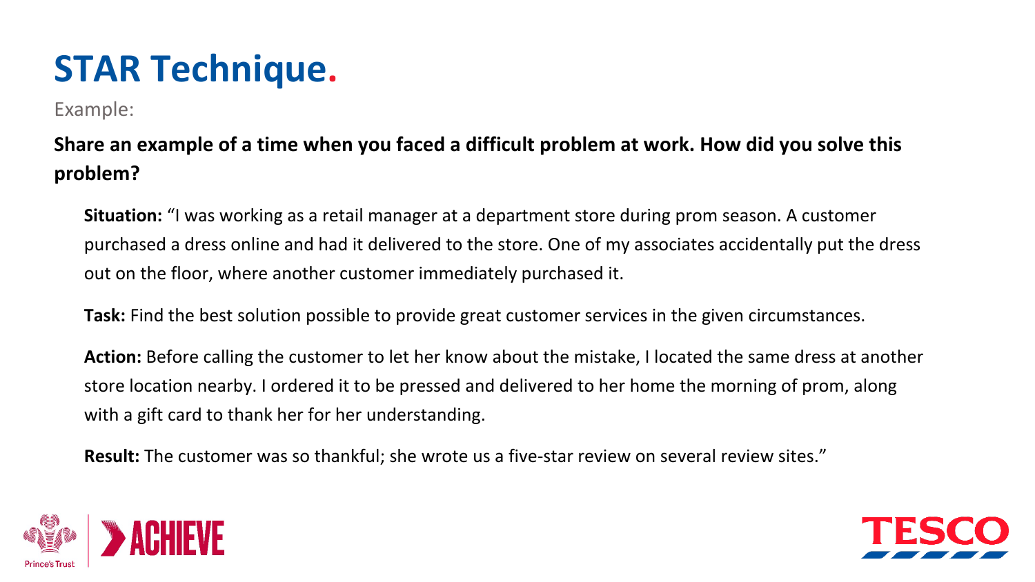# STAR Technique.

Example:

**Share an example of a time when you faced a difficult problem at work. How did you solve this problem?**

**Situation:** "I was working as a retail manager at a department store during prom season. A customer purchased a dress online and had it delivered to the store. One of my associates accidentally put the dress out on the floor, where another customer immediately purchased it.

**Task:** Find the best solution possible to provide great customer services in the given circumstances.

**Action:** Before calling the customer to let her know about the mistake, I located the same dress at another store location nearby. I ordered it to be pressed and delivered to her home the morning of prom, along with a gift card to thank her for her understanding.

**Result:** The customer was so thankful; she wrote us a five-star review on several review sites."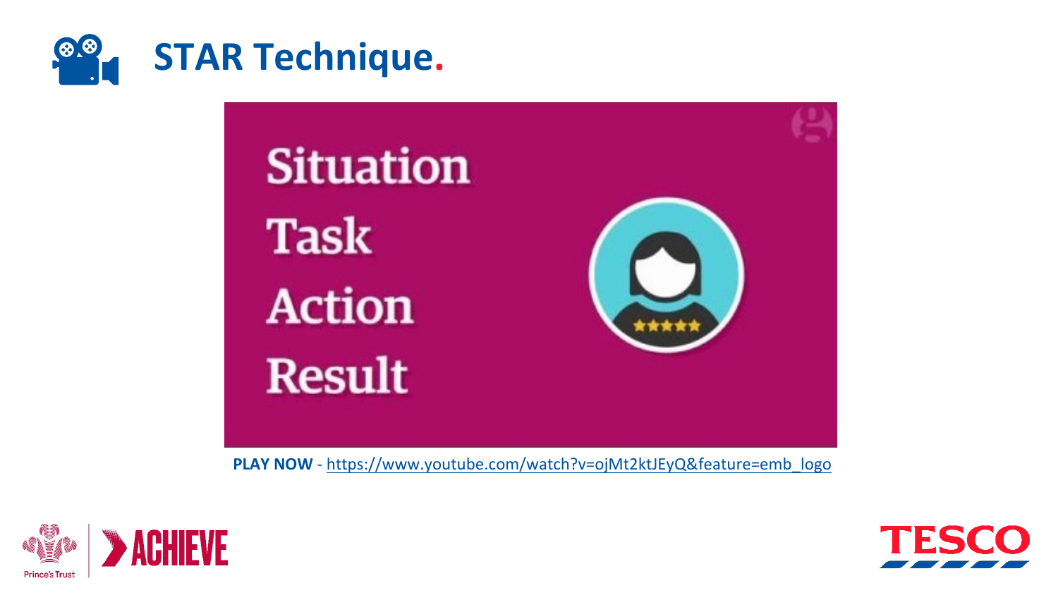# STAR Technique.

Situation

Task

Action

Result

**PLAY NOW** - https://www.youtube.com/watch?v=ojMt2ktJEyQ&feature=emb_logo